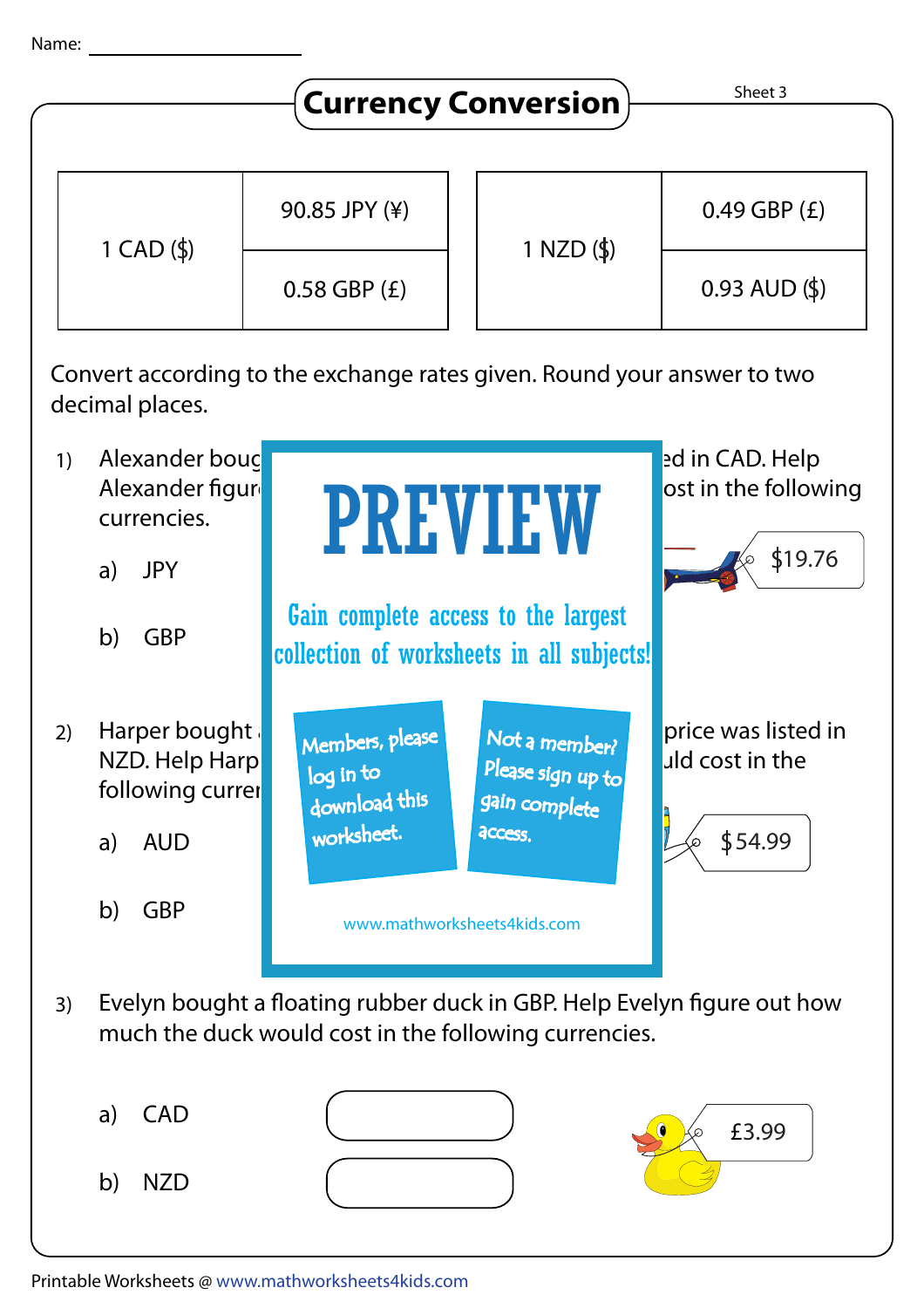Name: ___________________

# Currency Conversion

Sheet 3

| 1 CAD ($) | 90.85 JPY (¥) |
|---|---|
| | 0.58 GBP (£) |

| 1 NZD ($) | 0.49 GBP (£) |
|---|---|
| | 0.93 AUD ($) |

Convert according to the exchange rates given. Round your answer to two decimal places.

1) Alexander boug ... ed in CAD. Help Alexander figur ... ost in the following currencies.

   a) JPY

   b) GBP

   $19.76

2) Harper bought ... price was listed in NZD. Help Harp ... uld cost in the following curren...

   a) AUD

   b) GBP

   $54.99

PREVIEW

Gain complete access to the largest collection of worksheets in all subjects!

Members, please log in to download this worksheet.

Not a member? Please sign up to gain complete access.

www.mathworksheets4kids.com

3) Evelyn bought a floating rubber duck in GBP. Help Evelyn figure out how much the duck would cost in the following currencies.

   a) CAD

   b) NZD

   £3.99

Printable Worksheets @ www.mathworksheets4kids.com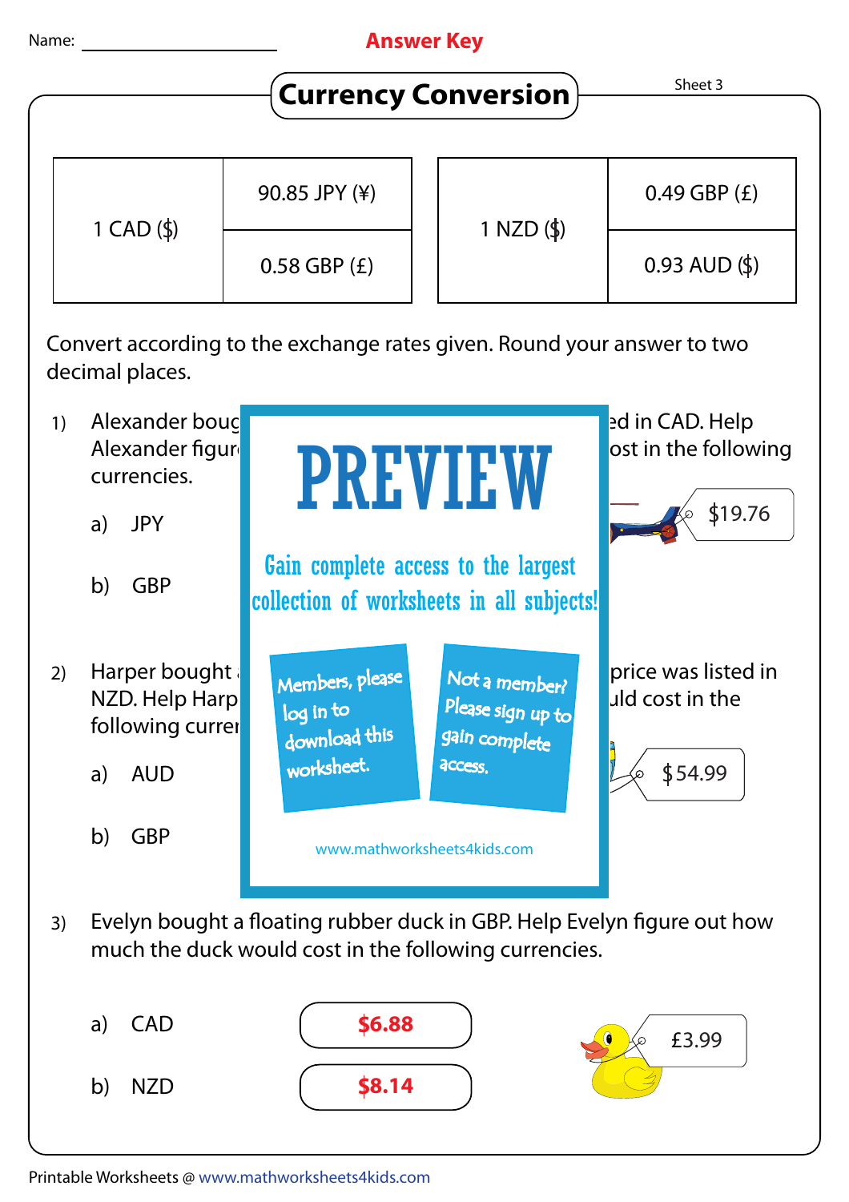Name: ____________________

**Answer Key**

# Currency Conversion

Sheet 3

| | | | | |
|---|---|---|---|---|
| 1 CAD ($) | 90.85 JPY (¥) | | 1 NZD ($) | 0.49 GBP (£) |
| | 0.58 GBP (£) | | | 0.93 AUD ($) |

Convert according to the exchange rates given. Round your answer to two decimal places.

1) Alexander boug... ...ed in CAD. Help Alexander figur... ...ost in the following currencies.

a) JPY

b) GBP

$19.76

2) Harper bought ... ...price was listed in NZD. Help Harp... ...uld cost in the following curren...

a) AUD

b) GBP

$54.99

PREVIEW

Gain complete access to the largest collection of worksheets in all subjects!

Members, please log in to download this worksheet.

Not a member? Please sign up to gain complete access.

www.mathworksheets4kids.com

3) Evelyn bought a floating rubber duck in GBP. Help Evelyn figure out how much the duck would cost in the following currencies.

a) CAD **$6.88**

b) NZD **$8.14**

£3.99

Printable Worksheets @ www.mathworksheets4kids.com